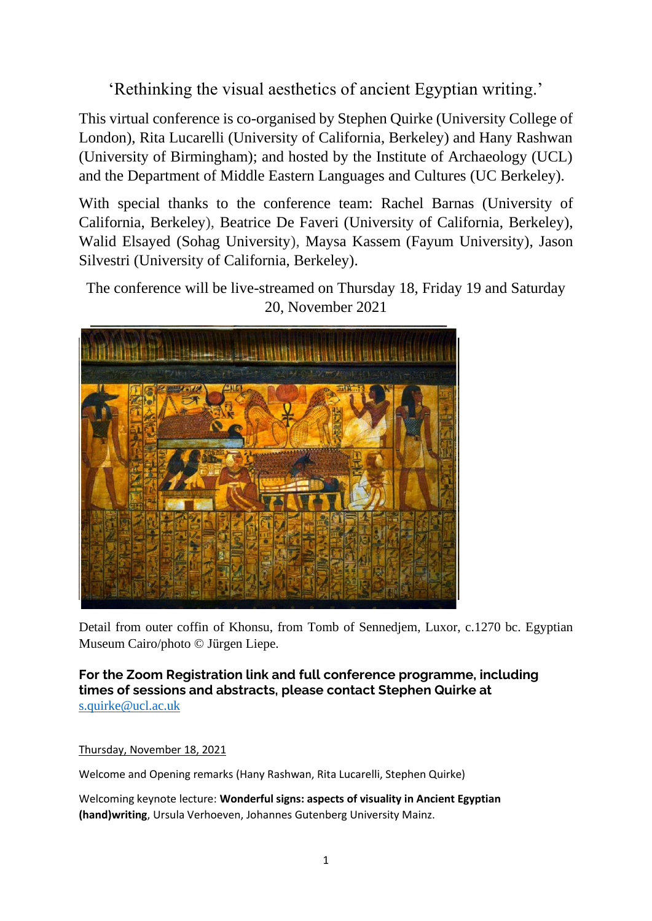# ‘Rethinking the visual aesthetics of ancient Egyptian writing.’

This virtual conference is co-organised by Stephen Quirke (University College of London), Rita Lucarelli (University of California, Berkeley) and Hany Rashwan (University of Birmingham); and hosted by the Institute of Archaeology (UCL) and the Department of Middle Eastern Languages and Cultures (UC Berkeley).

With special thanks to the conference team: Rachel Barnas (University of California, Berkeley), Beatrice De Faveri (University of California, Berkeley), Walid Elsayed (Sohag University), Maysa Kassem (Fayum University), Jason Silvestri (University of California, Berkeley).

The conference will be live-streamed on Thursday 18, Friday 19 and Saturday 20, November 2021

Detail from outer coffin of Khonsu, from Tomb of Sennedjem, Luxor, c.1270 bc. Egyptian Museum Cairo/photo © Jürgen Liepe.

**For the Zoom Registration link and full conference programme, including times of sessions and abstracts, please contact Stephen Quirke at** s.quirke@ucl.ac.uk

Thursday, November 18, 2021

Welcome and Opening remarks (Hany Rashwan, Rita Lucarelli, Stephen Quirke)

Welcoming keynote lecture: **Wonderful signs: aspects of visuality in Ancient Egyptian (hand)writing**, Ursula Verhoeven, Johannes Gutenberg University Mainz.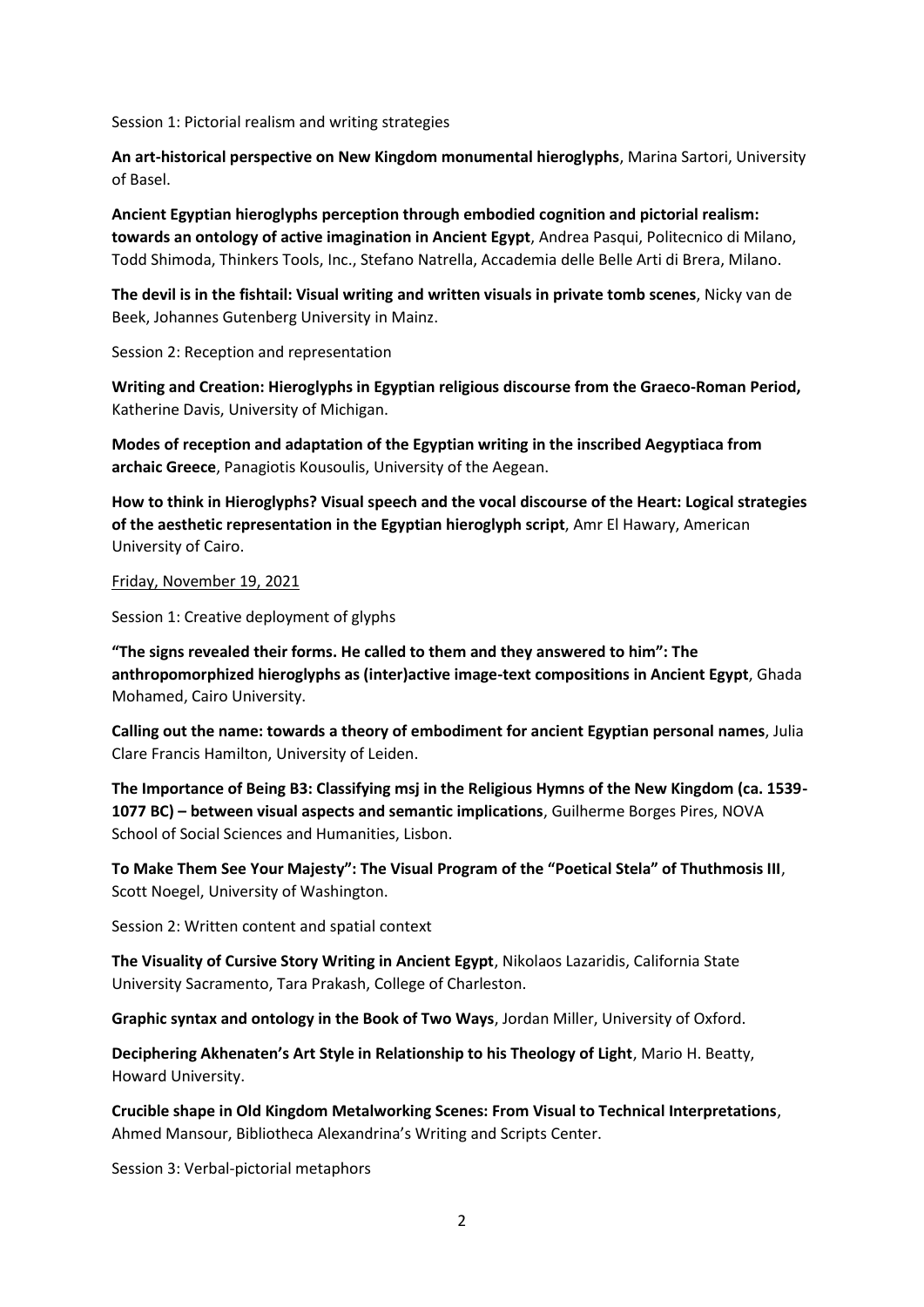Session 1: Pictorial realism and writing strategies

**An art-historical perspective on New Kingdom monumental hieroglyphs**, Marina Sartori, University of Basel.

**Ancient Egyptian hieroglyphs perception through embodied cognition and pictorial realism: towards an ontology of active imagination in Ancient Egypt**, Andrea Pasqui, Politecnico di Milano, Todd Shimoda, Thinkers Tools, Inc., Stefano Natrella, Accademia delle Belle Arti di Brera, Milano.

**The devil is in the fishtail: Visual writing and written visuals in private tomb scenes**, Nicky van de Beek, Johannes Gutenberg University in Mainz.

Session 2: Reception and representation

**Writing and Creation: Hieroglyphs in Egyptian religious discourse from the Graeco-Roman Period,** Katherine Davis, University of Michigan.

**Modes of reception and adaptation of the Egyptian writing in the inscribed Aegyptiaca from archaic Greece**, Panagiotis Kousoulis, University of the Aegean.

**How to think in Hieroglyphs? Visual speech and the vocal discourse of the Heart: Logical strategies of the aesthetic representation in the Egyptian hieroglyph script**, Amr El Hawary, American University of Cairo.

<u>Friday, November 19, 2021</u>

Session 1: Creative deployment of glyphs

**"The signs revealed their forms. He called to them and they answered to him": The anthropomorphized hieroglyphs as (inter)active image-text compositions in Ancient Egypt**, Ghada Mohamed, Cairo University.

**Calling out the name: towards a theory of embodiment for ancient Egyptian personal names**, Julia Clare Francis Hamilton, University of Leiden.

**The Importance of Being B3: Classifying msj in the Religious Hymns of the New Kingdom (ca. 1539-1077 BC) – between visual aspects and semantic implications**, Guilherme Borges Pires, NOVA School of Social Sciences and Humanities, Lisbon.

**To Make Them See Your Majesty": The Visual Program of the "Poetical Stela" of Thuthmosis III**, Scott Noegel, University of Washington.

Session 2: Written content and spatial context

**The Visuality of Cursive Story Writing in Ancient Egypt**, Nikolaos Lazaridis, California State University Sacramento, Tara Prakash, College of Charleston.

**Graphic syntax and ontology in the Book of Two Ways**, Jordan Miller, University of Oxford.

**Deciphering Akhenaten's Art Style in Relationship to his Theology of Light**, Mario H. Beatty, Howard University.

**Crucible shape in Old Kingdom Metalworking Scenes: From Visual to Technical Interpretations**, Ahmed Mansour, Bibliotheca Alexandrina's Writing and Scripts Center.

Session 3: Verbal-pictorial metaphors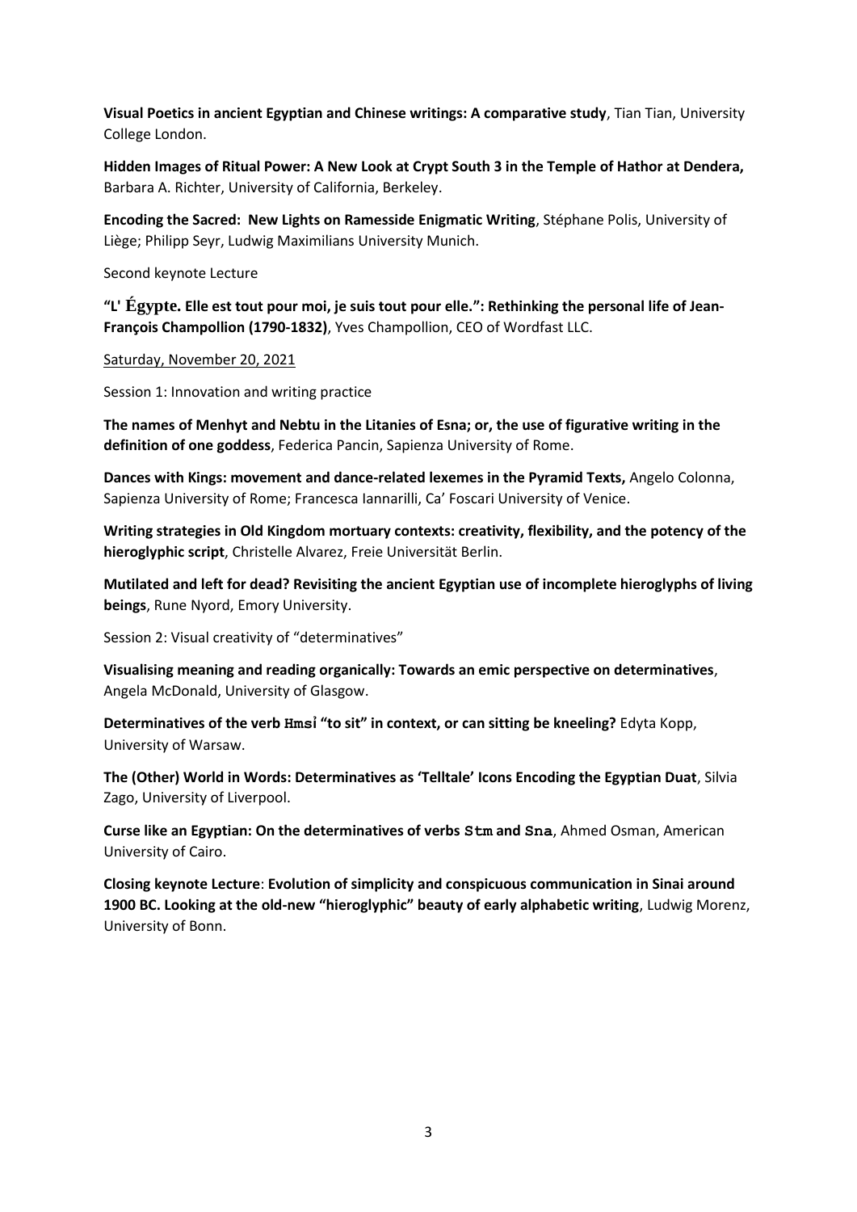**Visual Poetics in ancient Egyptian and Chinese writings: A comparative study**, Tian Tian, University College London.

**Hidden Images of Ritual Power: A New Look at Crypt South 3 in the Temple of Hathor at Dendera,** Barbara A. Richter, University of California, Berkeley.

**Encoding the Sacred: New Lights on Ramesside Enigmatic Writing**, Stéphane Polis, University of Liège; Philipp Seyr, Ludwig Maximilians University Munich.

Second keynote Lecture

**"L' Égypte. Elle est tout pour moi, je suis tout pour elle.": Rethinking the personal life of Jean-François Champollion (1790-1832)**, Yves Champollion, CEO of Wordfast LLC.

Saturday, November 20, 2021

Session 1: Innovation and writing practice

**The names of Menhyt and Nebtu in the Litanies of Esna; or, the use of figurative writing in the definition of one goddess**, Federica Pancin, Sapienza University of Rome.

**Dances with Kings: movement and dance-related lexemes in the Pyramid Texts,** Angelo Colonna, Sapienza University of Rome; Francesca Iannarilli, Ca' Foscari University of Venice.

**Writing strategies in Old Kingdom mortuary contexts: creativity, flexibility, and the potency of the hieroglyphic script**, Christelle Alvarez, Freie Universität Berlin.

**Mutilated and left for dead? Revisiting the ancient Egyptian use of incomplete hieroglyphs of living beings**, Rune Nyord, Emory University.

Session 2: Visual creativity of "determinatives"

**Visualising meaning and reading organically: Towards an emic perspective on determinatives**, Angela McDonald, University of Glasgow.

**Determinatives of the verb Hmsỉ "to sit" in context, or can sitting be kneeling?** Edyta Kopp, University of Warsaw.

**The (Other) World in Words: Determinatives as 'Telltale' Icons Encoding the Egyptian Duat**, Silvia Zago, University of Liverpool.

**Curse like an Egyptian: On the determinatives of verbs Stm and Sna**, Ahmed Osman, American University of Cairo.

**Closing keynote Lecture**: **Evolution of simplicity and conspicuous communication in Sinai around 1900 BC. Looking at the old-new "hieroglyphic" beauty of early alphabetic writing**, Ludwig Morenz, University of Bonn.